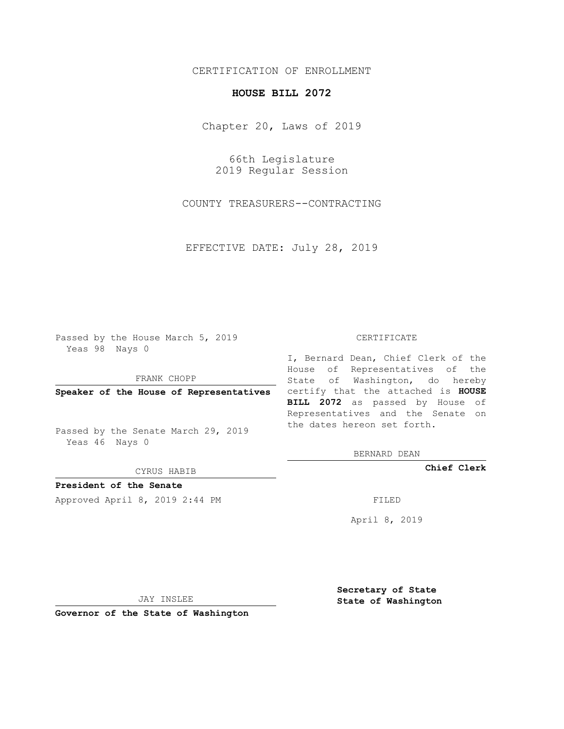CERTIFICATION OF ENROLLMENT

# HOUSE BILL 2072

Chapter 20, Laws of 2019

66th Legislature
2019 Regular Session

COUNTY TREASURERS--CONTRACTING

EFFECTIVE DATE: July 28, 2019

Passed by the House March 5, 2019
Yeas 98 Nays 0

FRANK CHOPP

**Speaker of the House of Representatives**

Passed by the Senate March 29, 2019
Yeas 46 Nays 0

CYRUS HABIB

**President of the Senate**

Approved April 8, 2019 2:44 PM

JAY INSLEE

**Governor of the State of Washington**

CERTIFICATE

I, Bernard Dean, Chief Clerk of the House of Representatives of the State of Washington, do hereby certify that the attached is **HOUSE BILL 2072** as passed by House of Representatives and the Senate on the dates hereon set forth.

BERNARD DEAN

**Chief Clerk**

FILED

April 8, 2019

**Secretary of State**
**State of Washington**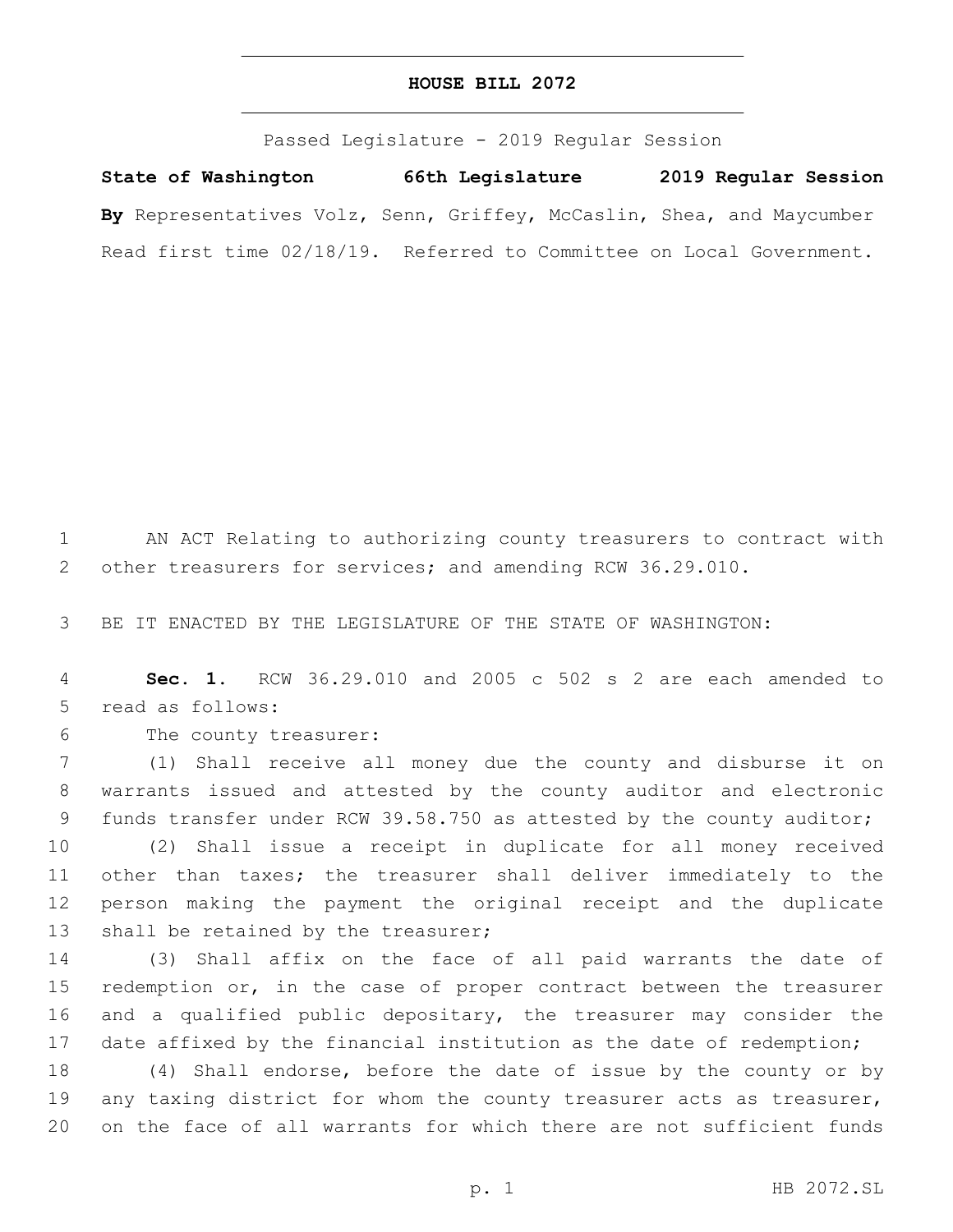**HOUSE BILL 2072**

Passed Legislature - 2019 Regular Session

**State of Washington 66th Legislature 2019 Regular Session**

**By** Representatives Volz, Senn, Griffey, McCaslin, Shea, and Maycumber

Read first time 02/18/19. Referred to Committee on Local Government.

AN ACT Relating to authorizing county treasurers to contract with other treasurers for services; and amending RCW 36.29.010.

BE IT ENACTED BY THE LEGISLATURE OF THE STATE OF WASHINGTON:

**Sec. 1.** RCW 36.29.010 and 2005 c 502 s 2 are each amended to read as follows:

The county treasurer:

(1) Shall receive all money due the county and disburse it on warrants issued and attested by the county auditor and electronic funds transfer under RCW 39.58.750 as attested by the county auditor;

(2) Shall issue a receipt in duplicate for all money received other than taxes; the treasurer shall deliver immediately to the person making the payment the original receipt and the duplicate shall be retained by the treasurer;

(3) Shall affix on the face of all paid warrants the date of redemption or, in the case of proper contract between the treasurer and a qualified public depositary, the treasurer may consider the date affixed by the financial institution as the date of redemption;

(4) Shall endorse, before the date of issue by the county or by any taxing district for whom the county treasurer acts as treasurer, on the face of all warrants for which there are not sufficient funds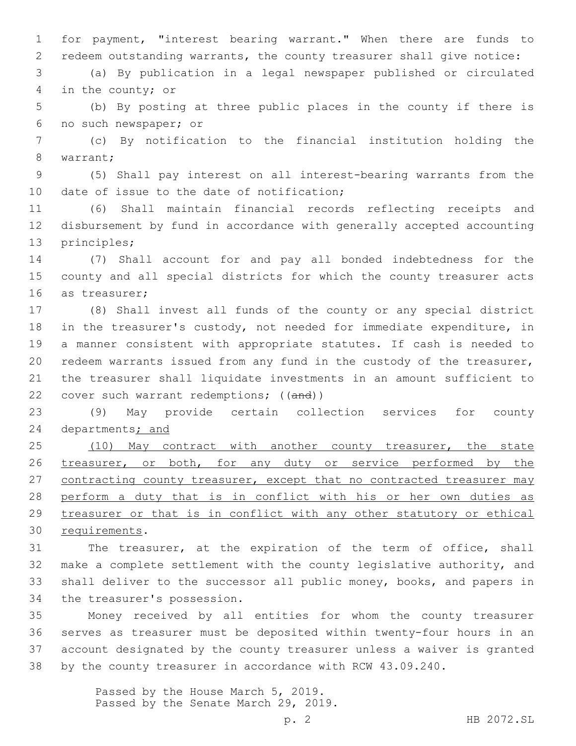for payment, "interest bearing warrant." When there are funds to redeem outstanding warrants, the county treasurer shall give notice:

(a) By publication in a legal newspaper published or circulated in the county; or

(b) By posting at three public places in the county if there is no such newspaper; or

(c) By notification to the financial institution holding the warrant;

(5) Shall pay interest on all interest-bearing warrants from the date of issue to the date of notification;

(6) Shall maintain financial records reflecting receipts and disbursement by fund in accordance with generally accepted accounting principles;

(7) Shall account for and pay all bonded indebtedness for the county and all special districts for which the county treasurer acts as treasurer;

(8) Shall invest all funds of the county or any special district in the treasurer's custody, not needed for immediate expenditure, in a manner consistent with appropriate statutes. If cash is needed to redeem warrants issued from any fund in the custody of the treasurer, the treasurer shall liquidate investments in an amount sufficient to cover such warrant redemptions; ((~~and~~))

(9) May provide certain collection services for county departments<u>; and</u>

<u>(10) May contract with another county treasurer, the state treasurer, or both, for any duty or service performed by the contracting county treasurer, except that no contracted treasurer may perform a duty that is in conflict with his or her own duties as treasurer or that is in conflict with any other statutory or ethical requirements</u>.

The treasurer, at the expiration of the term of office, shall make a complete settlement with the county legislative authority, and shall deliver to the successor all public money, books, and papers in the treasurer's possession.

Money received by all entities for whom the county treasurer serves as treasurer must be deposited within twenty-four hours in an account designated by the county treasurer unless a waiver is granted by the county treasurer in accordance with RCW 43.09.240.

Passed by the House March 5, 2019.
Passed by the Senate March 29, 2019.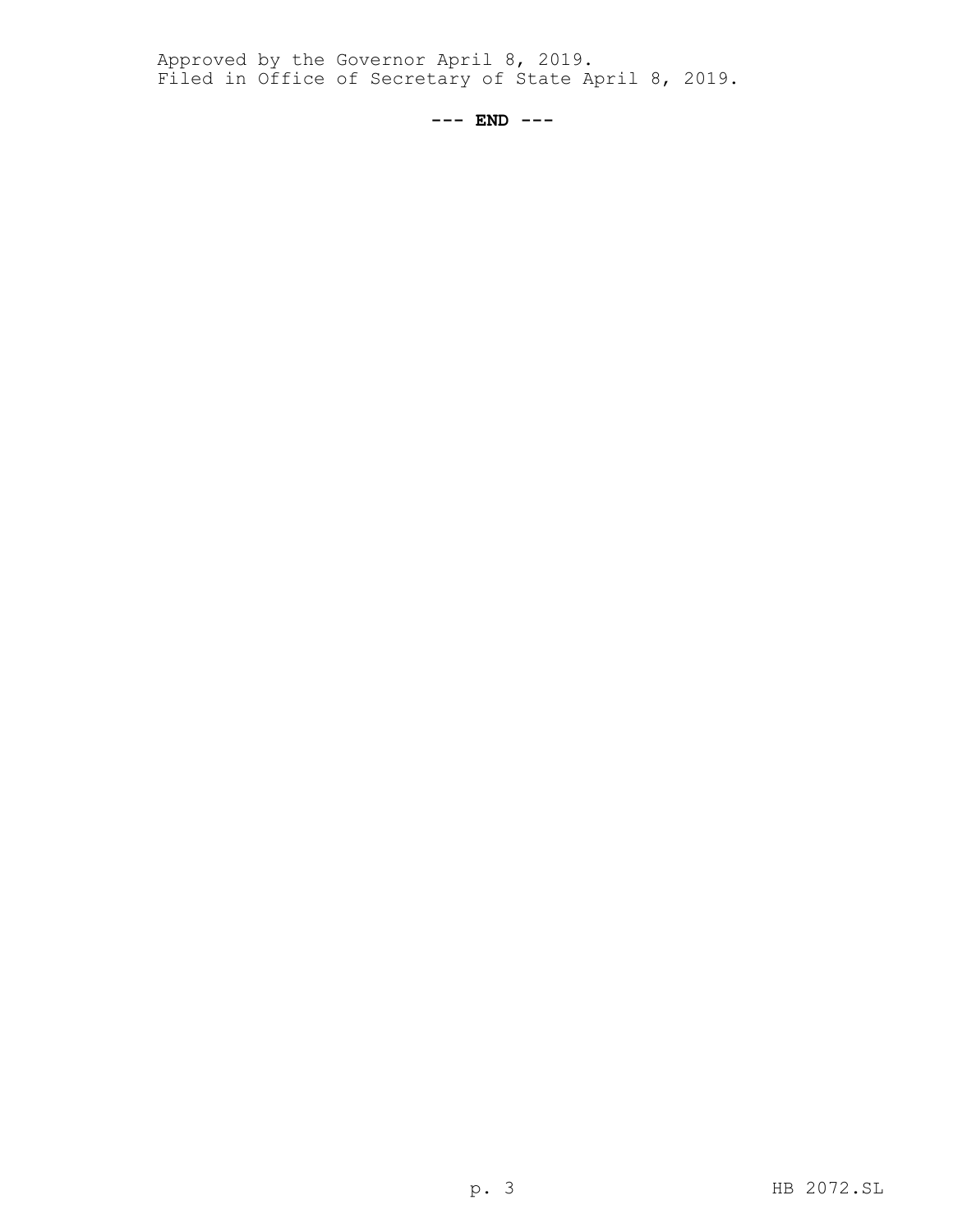Approved by the Governor April 8, 2019.
Filed in Office of Secretary of State April 8, 2019.

**--- END ---**